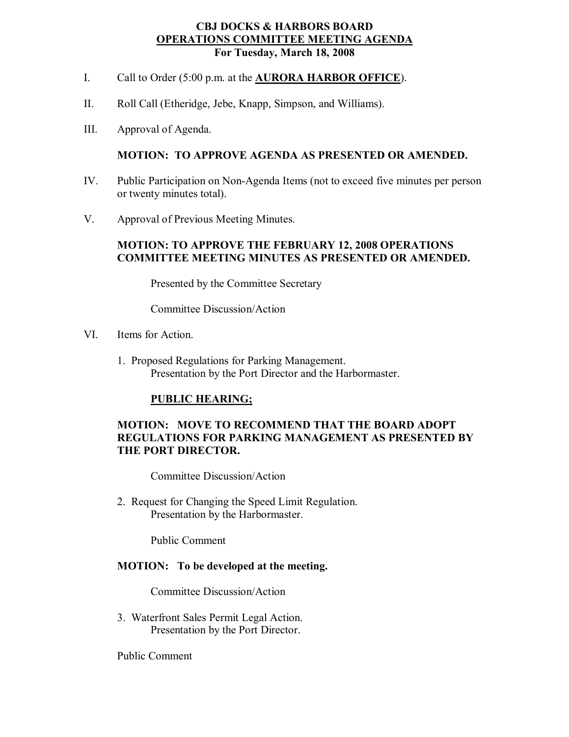**CBJ DOCKS & HARBORS BOARD**
**OPERATIONS COMMITTEE MEETING AGENDA**
**For Tuesday, March 18, 2008**

I. Call to Order (5:00 p.m. at the **AURORA HARBOR OFFICE**).

II. Roll Call (Etheridge, Jebe, Knapp, Simpson, and Williams).

III. Approval of Agenda.

**MOTION: TO APPROVE AGENDA AS PRESENTED OR AMENDED.**

IV. Public Participation on Non-Agenda Items (not to exceed five minutes per person or twenty minutes total).

V. Approval of Previous Meeting Minutes.

**MOTION: TO APPROVE THE FEBRUARY 12, 2008 OPERATIONS COMMITTEE MEETING MINUTES AS PRESENTED OR AMENDED.**

Presented by the Committee Secretary

Committee Discussion/Action

VI. Items for Action.

1. Proposed Regulations for Parking Management.
   Presentation by the Port Director and the Harbormaster.

   **PUBLIC HEARING;**

**MOTION: MOVE TO RECOMMEND THAT THE BOARD ADOPT REGULATIONS FOR PARKING MANAGEMENT AS PRESENTED BY THE PORT DIRECTOR.**

Committee Discussion/Action

2. Request for Changing the Speed Limit Regulation.
   Presentation by the Harbormaster.

   Public Comment

**MOTION: To be developed at the meeting.**

Committee Discussion/Action

3. Waterfront Sales Permit Legal Action.
   Presentation by the Port Director.

Public Comment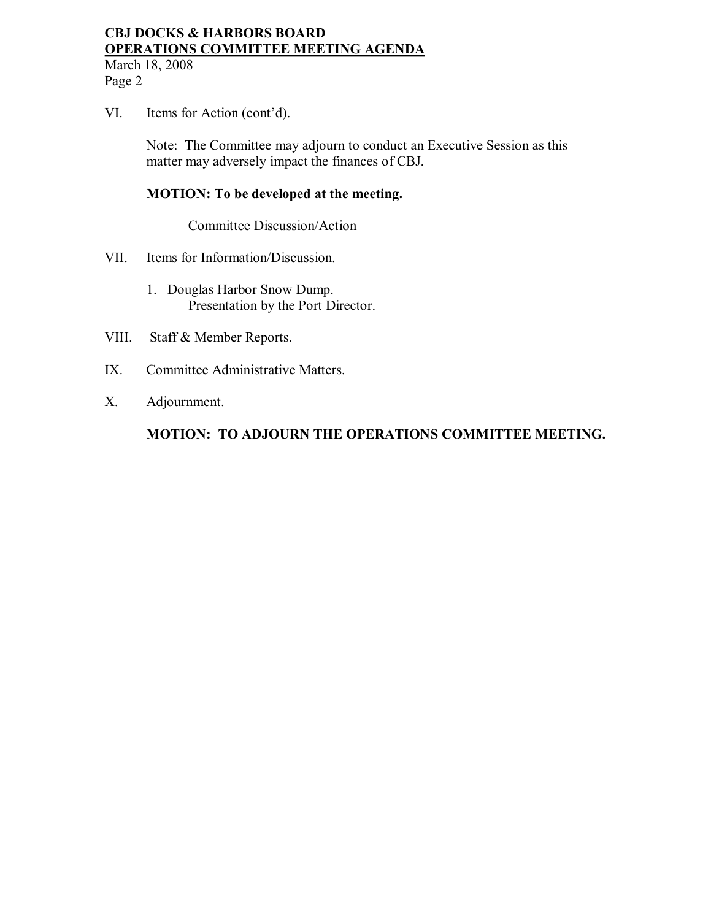VI. Items for Action (cont'd).

Note: The Committee may adjourn to conduct an Executive Session as this matter may adversely impact the finances of CBJ.

**MOTION: To be developed at the meeting.**

Committee Discussion/Action

VII. Items for Information/Discussion.

1. Douglas Harbor Snow Dump.
   Presentation by the Port Director.

VIII. Staff & Member Reports.

IX. Committee Administrative Matters.

X. Adjournment.

**MOTION: TO ADJOURN THE OPERATIONS COMMITTEE MEETING.**